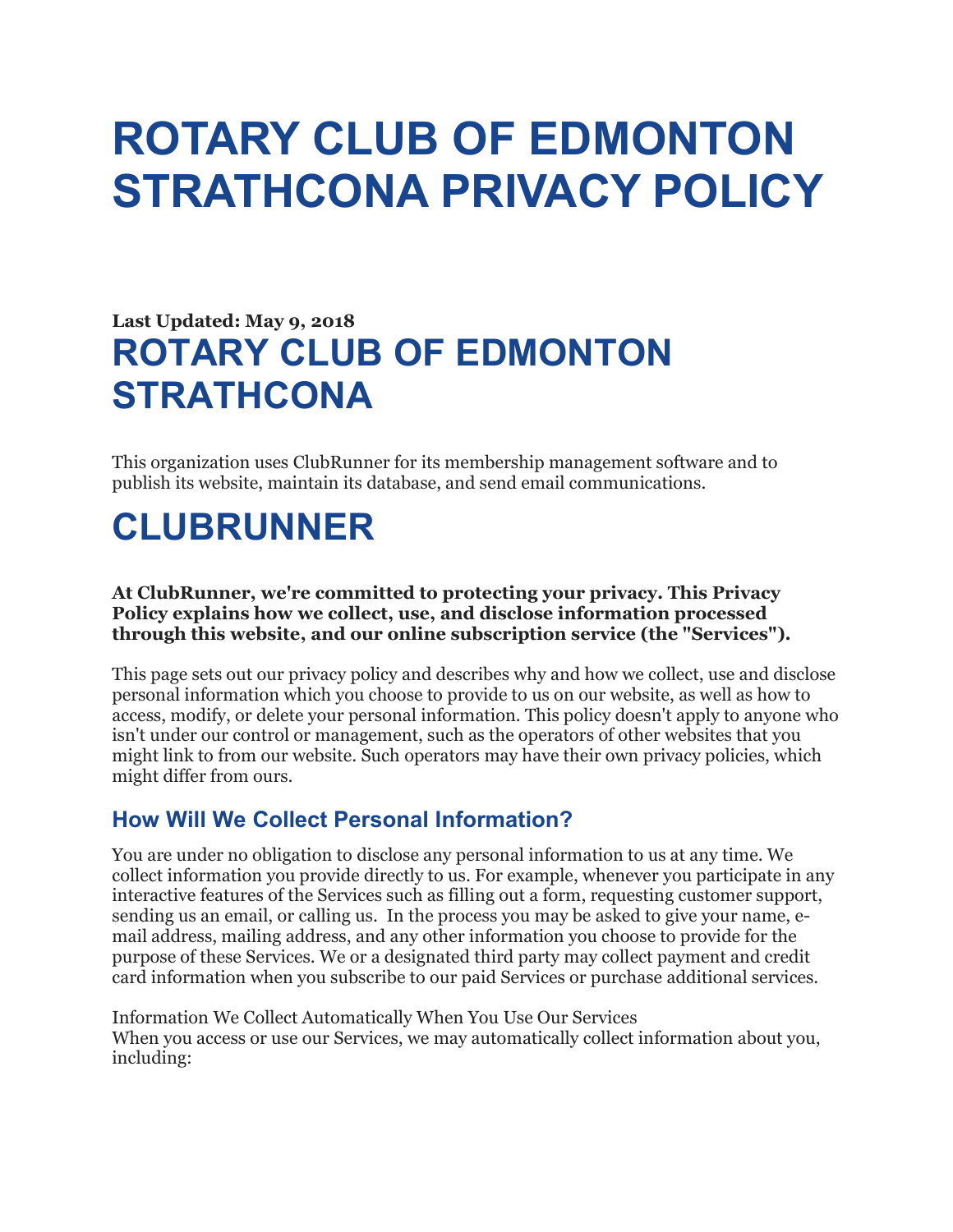# ROTARY CLUB OF EDMONTON STRATHCONA PRIVACY POLICY

**Last Updated: May 9, 2018**

## ROTARY CLUB OF EDMONTON STRATHCONA

This organization uses ClubRunner for its membership management software and to publish its website, maintain its database, and send email communications.

## CLUBRUNNER

**At ClubRunner, we're committed to protecting your privacy. This Privacy Policy explains how we collect, use, and disclose information processed through this website, and our online subscription service (the "Services").**

This page sets out our privacy policy and describes why and how we collect, use and disclose personal information which you choose to provide to us on our website, as well as how to access, modify, or delete your personal information. This policy doesn't apply to anyone who isn't under our control or management, such as the operators of other websites that you might link to from our website. Such operators may have their own privacy policies, which might differ from ours.

### How Will We Collect Personal Information?

You are under no obligation to disclose any personal information to us at any time. We collect information you provide directly to us. For example, whenever you participate in any interactive features of the Services such as filling out a form, requesting customer support, sending us an email, or calling us. In the process you may be asked to give your name, e-mail address, mailing address, and any other information you choose to provide for the purpose of these Services. We or a designated third party may collect payment and credit card information when you subscribe to our paid Services or purchase additional services.

Information We Collect Automatically When You Use Our Services
When you access or use our Services, we may automatically collect information about you, including: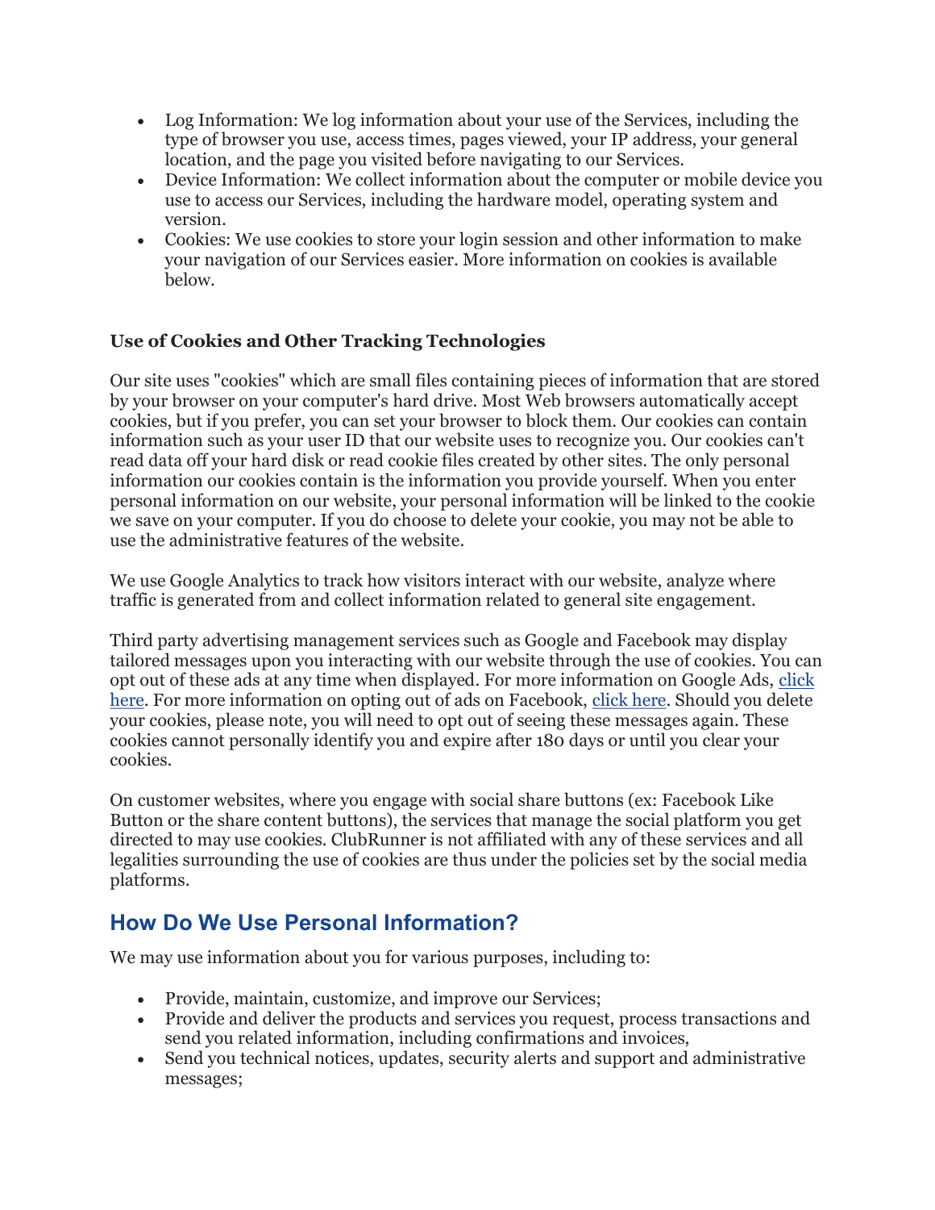- Log Information: We log information about your use of the Services, including the type of browser you use, access times, pages viewed, your IP address, your general location, and the page you visited before navigating to our Services.
- Device Information: We collect information about the computer or mobile device you use to access our Services, including the hardware model, operating system and version.
- Cookies: We use cookies to store your login session and other information to make your navigation of our Services easier. More information on cookies is available below.

**Use of Cookies and Other Tracking Technologies**

Our site uses "cookies" which are small files containing pieces of information that are stored by your browser on your computer's hard drive. Most Web browsers automatically accept cookies, but if you prefer, you can set your browser to block them. Our cookies can contain information such as your user ID that our website uses to recognize you. Our cookies can't read data off your hard disk or read cookie files created by other sites. The only personal information our cookies contain is the information you provide yourself. When you enter personal information on our website, your personal information will be linked to the cookie we save on your computer. If you do choose to delete your cookie, you may not be able to use the administrative features of the website.

We use Google Analytics to track how visitors interact with our website, analyze where traffic is generated from and collect information related to general site engagement.

Third party advertising management services such as Google and Facebook may display tailored messages upon you interacting with our website through the use of cookies. You can opt out of these ads at any time when displayed. For more information on Google Ads, click here. For more information on opting out of ads on Facebook, click here. Should you delete your cookies, please note, you will need to opt out of seeing these messages again. These cookies cannot personally identify you and expire after 180 days or until you clear your cookies.

On customer websites, where you engage with social share buttons (ex: Facebook Like Button or the share content buttons), the services that manage the social platform you get directed to may use cookies. ClubRunner is not affiliated with any of these services and all legalities surrounding the use of cookies are thus under the policies set by the social media platforms.

## How Do We Use Personal Information?

We may use information about you for various purposes, including to:

- Provide, maintain, customize, and improve our Services;
- Provide and deliver the products and services you request, process transactions and send you related information, including confirmations and invoices,
- Send you technical notices, updates, security alerts and support and administrative messages;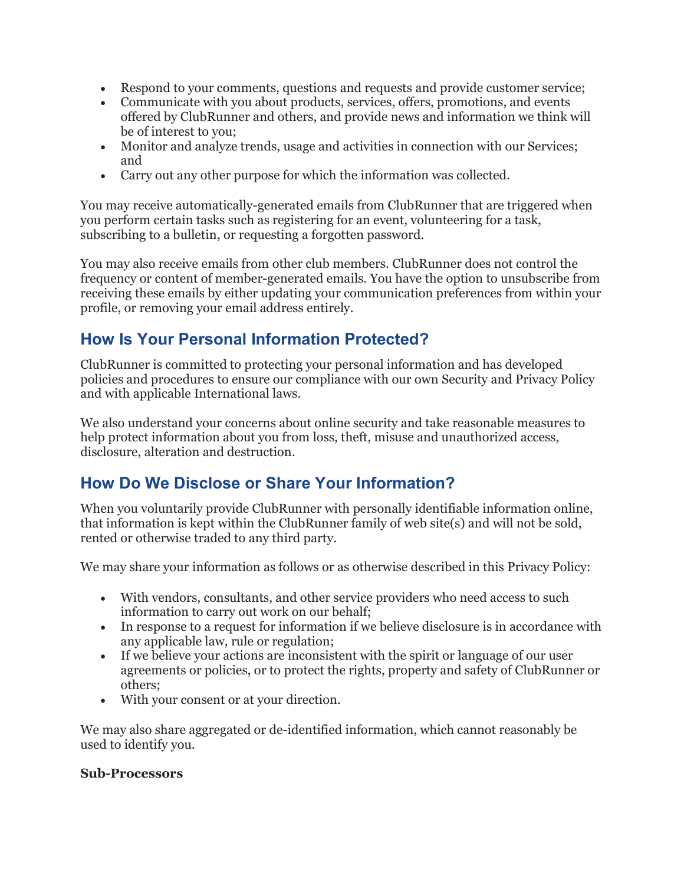- Respond to your comments, questions and requests and provide customer service;
- Communicate with you about products, services, offers, promotions, and events offered by ClubRunner and others, and provide news and information we think will be of interest to you;
- Monitor and analyze trends, usage and activities in connection with our Services; and
- Carry out any other purpose for which the information was collected.

You may receive automatically-generated emails from ClubRunner that are triggered when you perform certain tasks such as registering for an event, volunteering for a task, subscribing to a bulletin, or requesting a forgotten password.

You may also receive emails from other club members. ClubRunner does not control the frequency or content of member-generated emails. You have the option to unsubscribe from receiving these emails by either updating your communication preferences from within your profile, or removing your email address entirely.

## How Is Your Personal Information Protected?

ClubRunner is committed to protecting your personal information and has developed policies and procedures to ensure our compliance with our own Security and Privacy Policy and with applicable International laws.

We also understand your concerns about online security and take reasonable measures to help protect information about you from loss, theft, misuse and unauthorized access, disclosure, alteration and destruction.

## How Do We Disclose or Share Your Information?

When you voluntarily provide ClubRunner with personally identifiable information online, that information is kept within the ClubRunner family of web site(s) and will not be sold, rented or otherwise traded to any third party.

We may share your information as follows or as otherwise described in this Privacy Policy:

- With vendors, consultants, and other service providers who need access to such information to carry out work on our behalf;
- In response to a request for information if we believe disclosure is in accordance with any applicable law, rule or regulation;
- If we believe your actions are inconsistent with the spirit or language of our user agreements or policies, or to protect the rights, property and safety of ClubRunner or others;
- With your consent or at your direction.

We may also share aggregated or de-identified information, which cannot reasonably be used to identify you.

**Sub-Processors**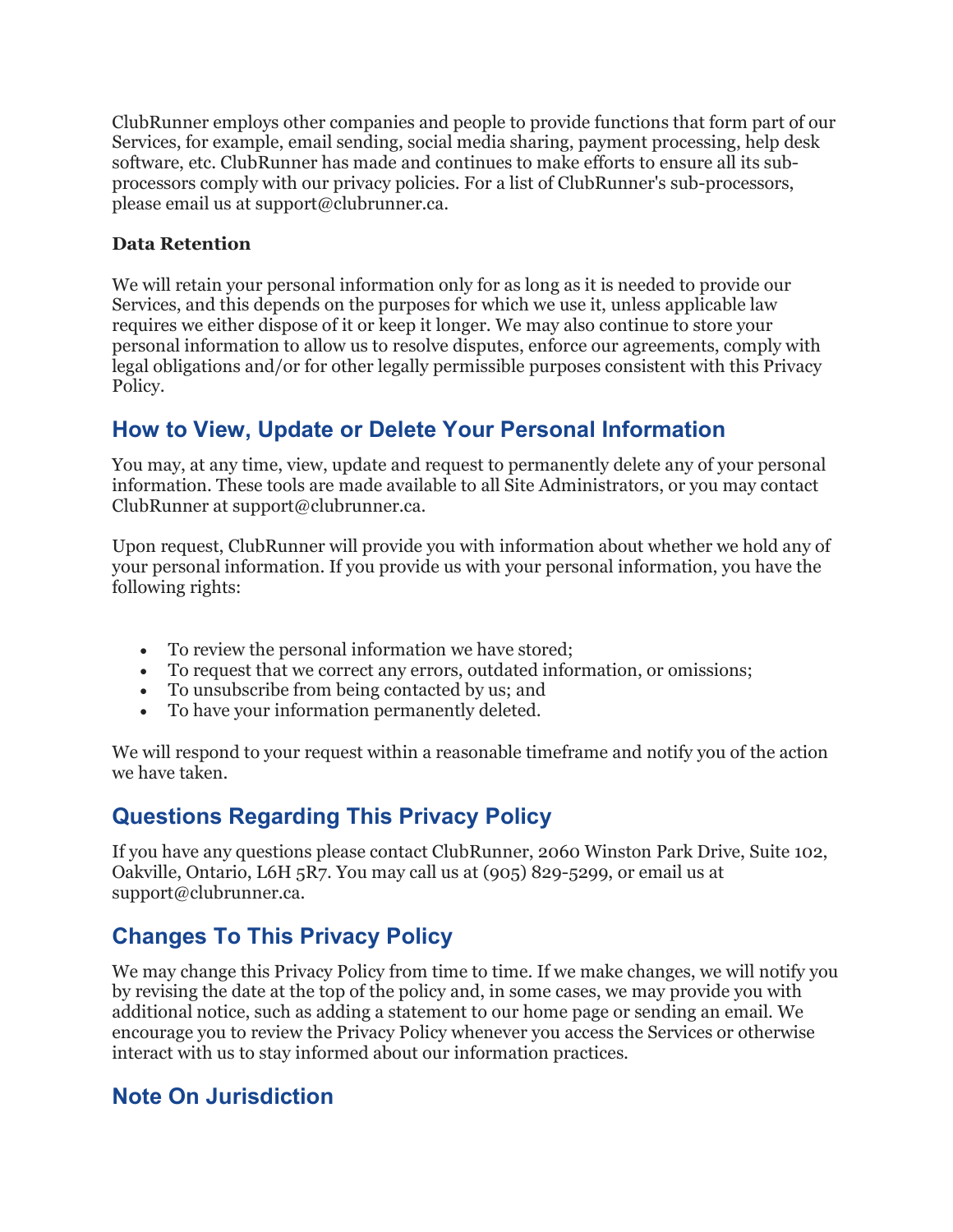ClubRunner employs other companies and people to provide functions that form part of our Services, for example, email sending, social media sharing, payment processing, help desk software, etc. ClubRunner has made and continues to make efforts to ensure all its sub-processors comply with our privacy policies. For a list of ClubRunner's sub-processors, please email us at support@clubrunner.ca.

**Data Retention**

We will retain your personal information only for as long as it is needed to provide our Services, and this depends on the purposes for which we use it, unless applicable law requires we either dispose of it or keep it longer. We may also continue to store your personal information to allow us to resolve disputes, enforce our agreements, comply with legal obligations and/or for other legally permissible purposes consistent with this Privacy Policy.

## How to View, Update or Delete Your Personal Information

You may, at any time, view, update and request to permanently delete any of your personal information. These tools are made available to all Site Administrators, or you may contact ClubRunner at support@clubrunner.ca.

Upon request, ClubRunner will provide you with information about whether we hold any of your personal information. If you provide us with your personal information, you have the following rights:

- To review the personal information we have stored;
- To request that we correct any errors, outdated information, or omissions;
- To unsubscribe from being contacted by us; and
- To have your information permanently deleted.

We will respond to your request within a reasonable timeframe and notify you of the action we have taken.

## Questions Regarding This Privacy Policy

If you have any questions please contact ClubRunner, 2060 Winston Park Drive, Suite 102, Oakville, Ontario, L6H 5R7. You may call us at (905) 829-5299, or email us at support@clubrunner.ca.

## Changes To This Privacy Policy

We may change this Privacy Policy from time to time. If we make changes, we will notify you by revising the date at the top of the policy and, in some cases, we may provide you with additional notice, such as adding a statement to our home page or sending an email. We encourage you to review the Privacy Policy whenever you access the Services or otherwise interact with us to stay informed about our information practices.

## Note On Jurisdiction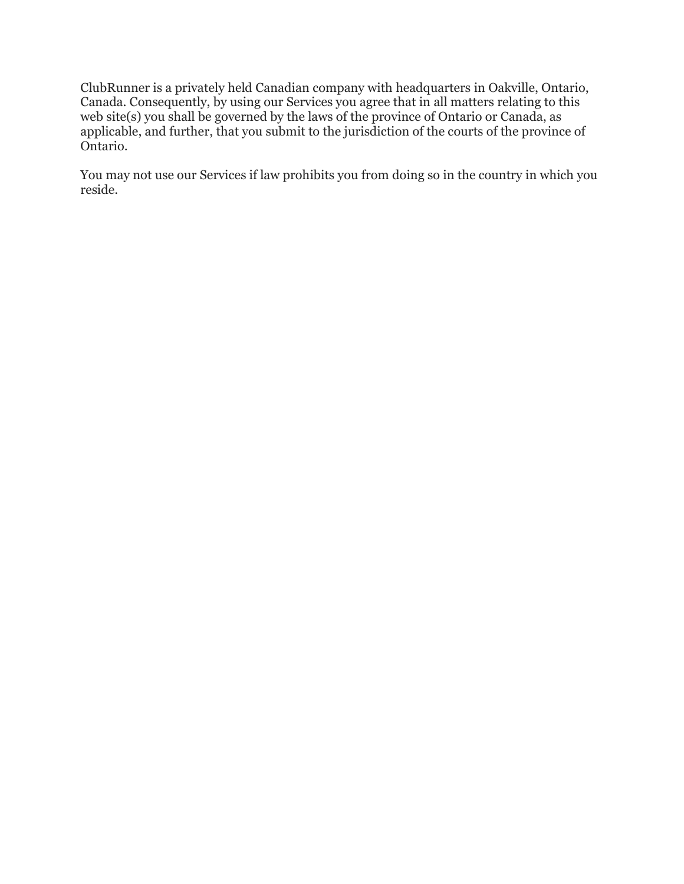ClubRunner is a privately held Canadian company with headquarters in Oakville, Ontario, Canada. Consequently, by using our Services you agree that in all matters relating to this web site(s) you shall be governed by the laws of the province of Ontario or Canada, as applicable, and further, that you submit to the jurisdiction of the courts of the province of Ontario.

You may not use our Services if law prohibits you from doing so in the country in which you reside.